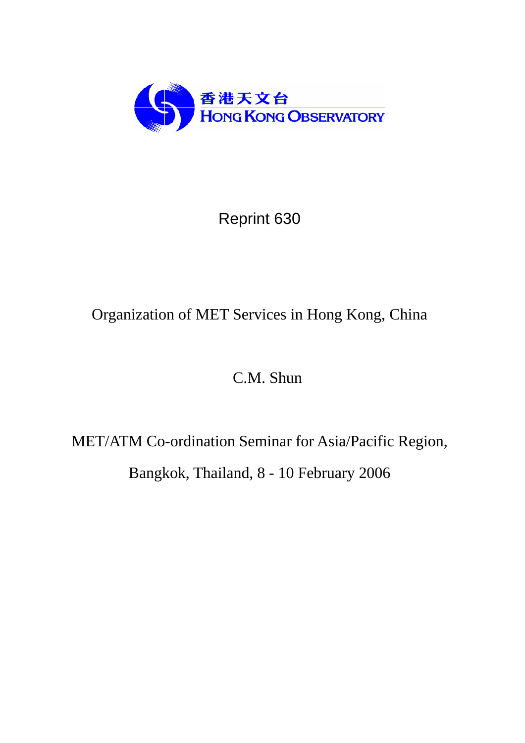香港天文台
HONG KONG OBSERVATORY

Reprint 630

# Organization of MET Services in Hong Kong, China

C.M. Shun

MET/ATM Co-ordination Seminar for Asia/Pacific Region,

Bangkok, Thailand, 8 - 10 February 2006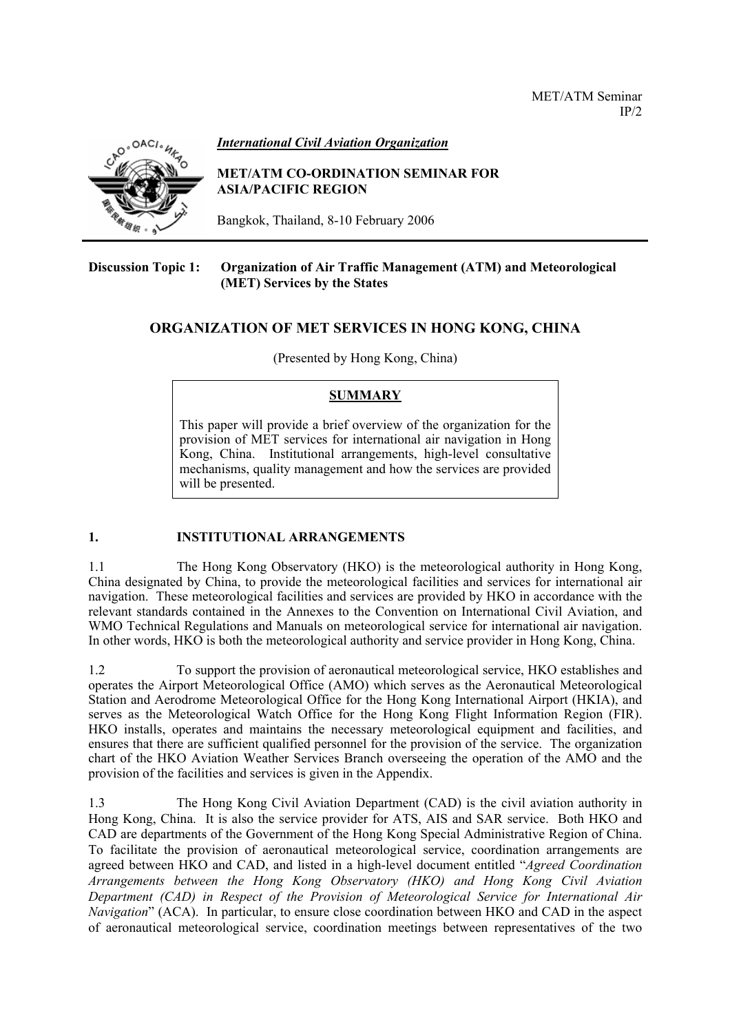International Civil Aviation Organization

**MET/ATM CO-ORDINATION SEMINAR FOR ASIA/PACIFIC REGION**

Bangkok, Thailand, 8-10 February 2006

**Discussion Topic 1: Organization of Air Traffic Management (ATM) and Meteorological (MET) Services by the States**

## ORGANIZATION OF MET SERVICES IN HONG KONG, CHINA

(Presented by Hong Kong, China)

> **SUMMARY**
>
> This paper will provide a brief overview of the organization for the provision of MET services for international air navigation in Hong Kong, China. Institutional arrangements, high-level consultative mechanisms, quality management and how the services are provided will be presented.

### 1. INSTITUTIONAL ARRANGEMENTS

1.1 The Hong Kong Observatory (HKO) is the meteorological authority in Hong Kong, China designated by China, to provide the meteorological facilities and services for international air navigation. These meteorological facilities and services are provided by HKO in accordance with the relevant standards contained in the Annexes to the Convention on International Civil Aviation, and WMO Technical Regulations and Manuals on meteorological service for international air navigation. In other words, HKO is both the meteorological authority and service provider in Hong Kong, China.

1.2 To support the provision of aeronautical meteorological service, HKO establishes and operates the Airport Meteorological Office (AMO) which serves as the Aeronautical Meteorological Station and Aerodrome Meteorological Office for the Hong Kong International Airport (HKIA), and serves as the Meteorological Watch Office for the Hong Kong Flight Information Region (FIR). HKO installs, operates and maintains the necessary meteorological equipment and facilities, and ensures that there are sufficient qualified personnel for the provision of the service. The organization chart of the HKO Aviation Weather Services Branch overseeing the operation of the AMO and the provision of the facilities and services is given in the Appendix.

1.3 The Hong Kong Civil Aviation Department (CAD) is the civil aviation authority in Hong Kong, China. It is also the service provider for ATS, AIS and SAR service. Both HKO and CAD are departments of the Government of the Hong Kong Special Administrative Region of China. To facilitate the provision of aeronautical meteorological service, coordination arrangements are agreed between HKO and CAD, and listed in a high-level document entitled "*Agreed Coordination Arrangements between the Hong Kong Observatory (HKO) and Hong Kong Civil Aviation Department (CAD) in Respect of the Provision of Meteorological Service for International Air Navigation*" (ACA). In particular, to ensure close coordination between HKO and CAD in the aspect of aeronautical meteorological service, coordination meetings between representatives of the two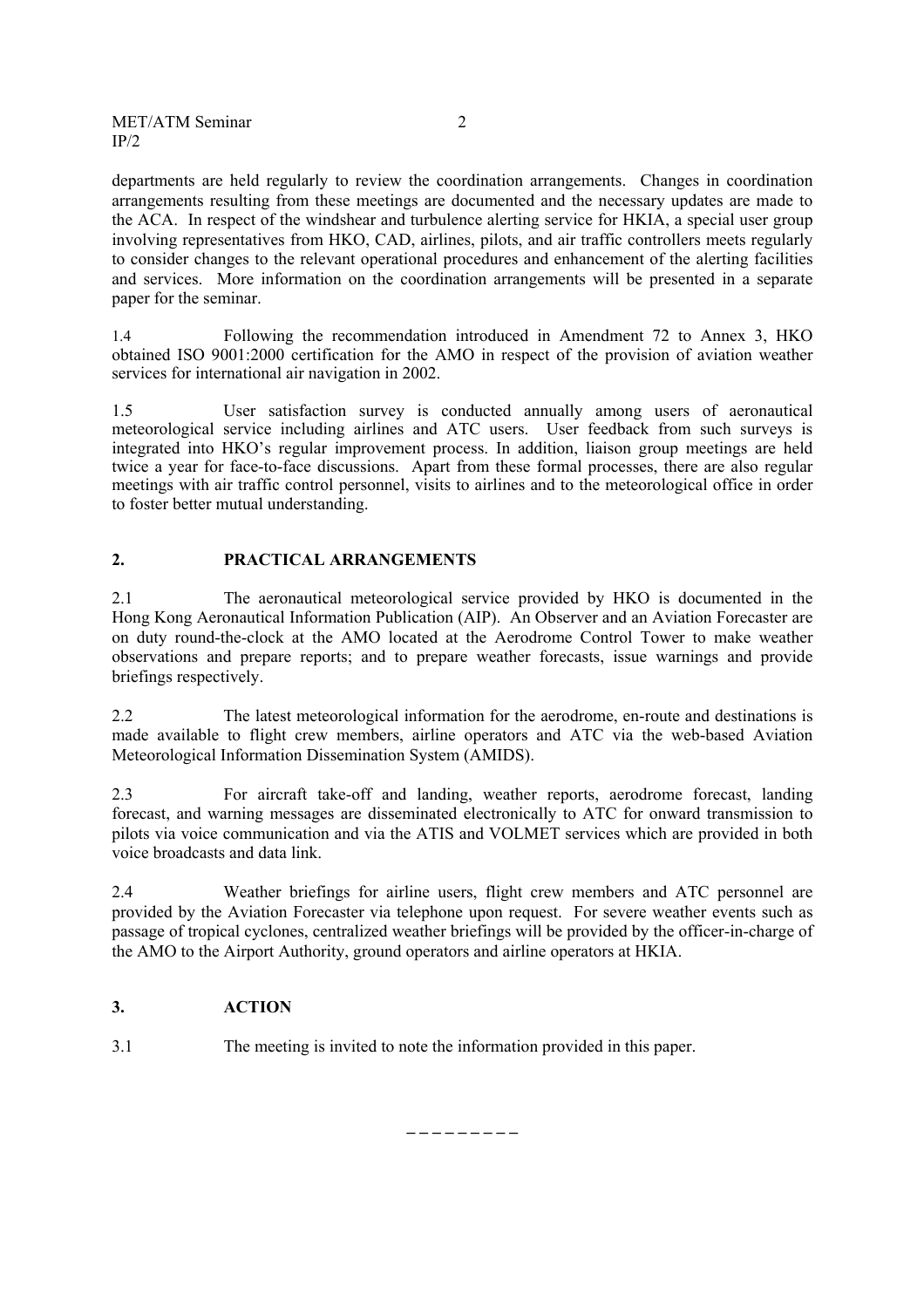departments are held regularly to review the coordination arrangements. Changes in coordination arrangements resulting from these meetings are documented and the necessary updates are made to the ACA. In respect of the windshear and turbulence alerting service for HKIA, a special user group involving representatives from HKO, CAD, airlines, pilots, and air traffic controllers meets regularly to consider changes to the relevant operational procedures and enhancement of the alerting facilities and services. More information on the coordination arrangements will be presented in a separate paper for the seminar.

1.4 Following the recommendation introduced in Amendment 72 to Annex 3, HKO obtained ISO 9001:2000 certification for the AMO in respect of the provision of aviation weather services for international air navigation in 2002.

1.5 User satisfaction survey is conducted annually among users of aeronautical meteorological service including airlines and ATC users. User feedback from such surveys is integrated into HKO's regular improvement process. In addition, liaison group meetings are held twice a year for face-to-face discussions. Apart from these formal processes, there are also regular meetings with air traffic control personnel, visits to airlines and to the meteorological office in order to foster better mutual understanding.

## 2. PRACTICAL ARRANGEMENTS

2.1 The aeronautical meteorological service provided by HKO is documented in the Hong Kong Aeronautical Information Publication (AIP). An Observer and an Aviation Forecaster are on duty round-the-clock at the AMO located at the Aerodrome Control Tower to make weather observations and prepare reports; and to prepare weather forecasts, issue warnings and provide briefings respectively.

2.2 The latest meteorological information for the aerodrome, en-route and destinations is made available to flight crew members, airline operators and ATC via the web-based Aviation Meteorological Information Dissemination System (AMIDS).

2.3 For aircraft take-off and landing, weather reports, aerodrome forecast, landing forecast, and warning messages are disseminated electronically to ATC for onward transmission to pilots via voice communication and via the ATIS and VOLMET services which are provided in both voice broadcasts and data link.

2.4 Weather briefings for airline users, flight crew members and ATC personnel are provided by the Aviation Forecaster via telephone upon request. For severe weather events such as passage of tropical cyclones, centralized weather briefings will be provided by the officer-in-charge of the AMO to the Airport Authority, ground operators and airline operators at HKIA.

## 3. ACTION

3.1 The meeting is invited to note the information provided in this paper.

– – – – – – – – –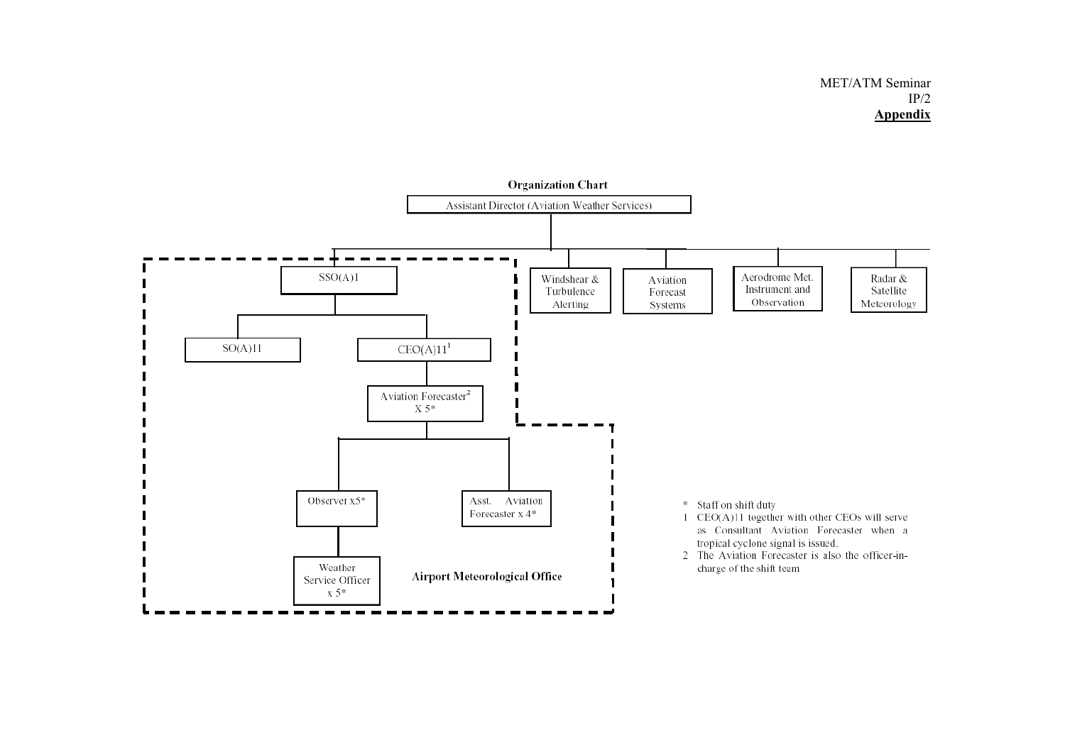MET/ATM Seminar
IP/2
**Appendix**

**Organization Chart**

Assistant Director (Aviation Weather Services)

SSO(A)1

SO(A)11

CEO(A)11[1]

Aviation Forecaster[2] X 5*

Observer x5*

Asst. Aviation Forecaster x 4*

Weather Service Officer x 5*

**Airport Meteorological Office**

Windshear & Turbulence Alerting

Aviation Forecast Systems

Aerodrome Met. Instrument and Observation

Radar & Satellite Meteorology

\* Staff on shift duty

1 CEO(A)11 together with other CEOs will serve as Consultant Aviation Forecaster when a tropical cyclone signal is issued.

2 The Aviation Forecaster is also the officer-in-charge of the shift team